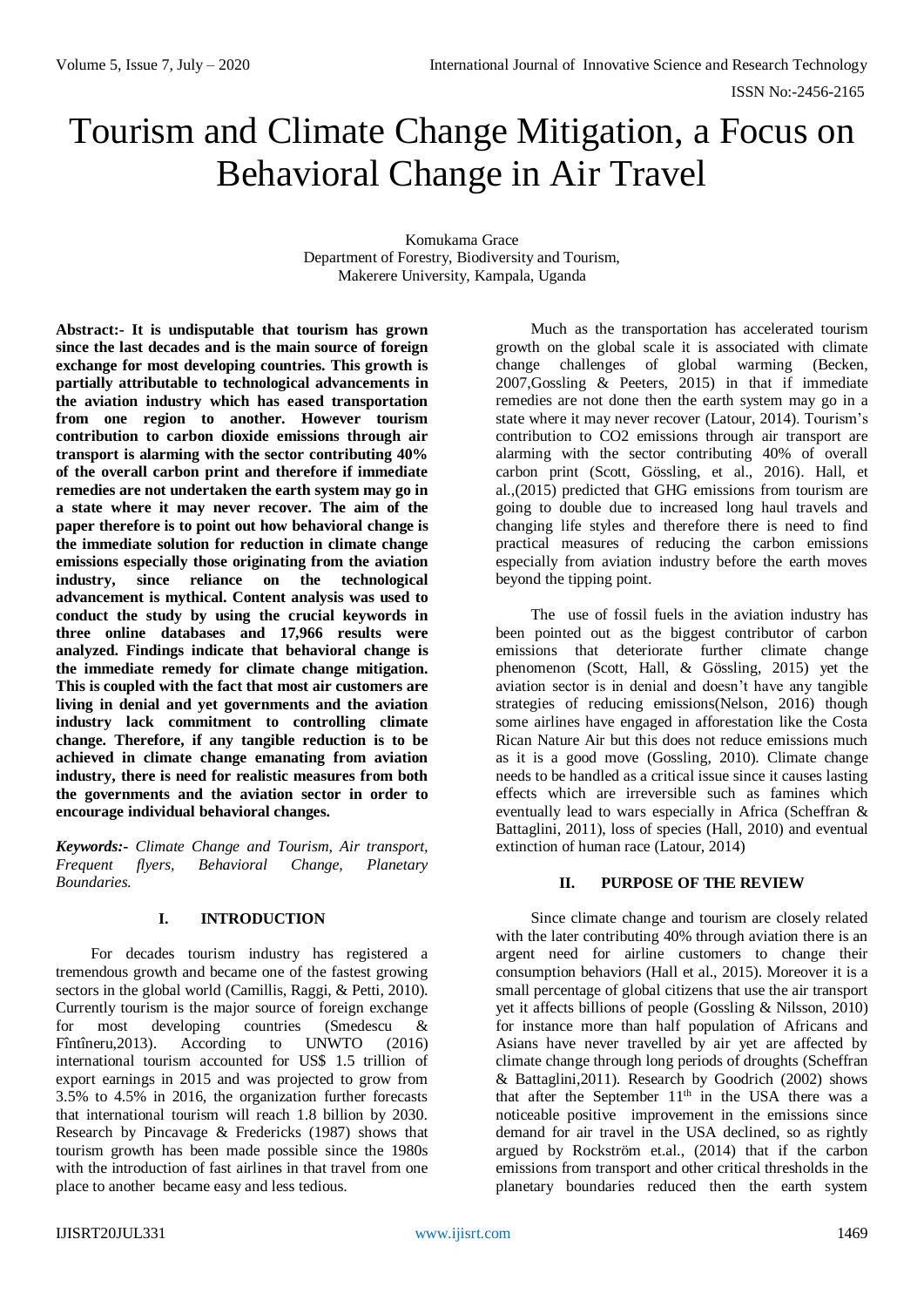# Tourism and Climate Change Mitigation, a Focus on Behavioral Change in Air Travel

Komukama Grace
Department of Forestry, Biodiversity and Tourism,
Makerere University, Kampala, Uganda

**Abstract:- It is undisputable that tourism has grown since the last decades and is the main source of foreign exchange for most developing countries. This growth is partially attributable to technological advancements in the aviation industry which has eased transportation from one region to another. However tourism contribution to carbon dioxide emissions through air transport is alarming with the sector contributing 40% of the overall carbon print and therefore if immediate remedies are not undertaken the earth system may go in a state where it may never recover. The aim of the paper therefore is to point out how behavioral change is the immediate solution for reduction in climate change emissions especially those originating from the aviation industry, since reliance on the technological advancement is mythical. Content analysis was used to conduct the study by using the crucial keywords in three online databases and 17,966 results were analyzed. Findings indicate that behavioral change is the immediate remedy for climate change mitigation. This is coupled with the fact that most air customers are living in denial and yet governments and the aviation industry lack commitment to controlling climate change. Therefore, if any tangible reduction is to be achieved in climate change emanating from aviation industry, there is need for realistic measures from both the governments and the aviation sector in order to encourage individual behavioral changes.**

***Keywords:-*** *Climate Change and Tourism, Air transport, Frequent flyers, Behavioral Change, Planetary Boundaries.*

## I. INTRODUCTION

For decades tourism industry has registered a tremendous growth and became one of the fastest growing sectors in the global world (Camillis, Raggi, & Petti, 2010). Currently tourism is the major source of foreign exchange for most developing countries (Smedescu & Fîntîneru,2013). According to UNWTO (2016) international tourism accounted for US$ 1.5 trillion of export earnings in 2015 and was projected to grow from 3.5% to 4.5% in 2016, the organization further forecasts that international tourism will reach 1.8 billion by 2030. Research by Pincavage & Fredericks (1987) shows that tourism growth has been made possible since the 1980s with the introduction of fast airlines in that travel from one place to another became easy and less tedious.

Much as the transportation has accelerated tourism growth on the global scale it is associated with climate change challenges of global warming (Becken, 2007,Gossling & Peeters, 2015) in that if immediate remedies are not done then the earth system may go in a state where it may never recover (Latour, 2014). Tourism's contribution to $CO_2$ emissions through air transport are alarming with the sector contributing 40% of overall carbon print (Scott, Gössling, et al., 2016). Hall, et al.,(2015) predicted that GHG emissions from tourism are going to double due to increased long haul travels and changing life styles and therefore there is need to find practical measures of reducing the carbon emissions especially from aviation industry before the earth moves beyond the tipping point.

The use of fossil fuels in the aviation industry has been pointed out as the biggest contributor of carbon emissions that deteriorate further climate change phenomenon (Scott, Hall, & Gössling, 2015) yet the aviation sector is in denial and doesn't have any tangible strategies of reducing emissions(Nelson, 2016) though some airlines have engaged in afforestation like the Costa Rican Nature Air but this does not reduce emissions much as it is a good move (Gossling, 2010). Climate change needs to be handled as a critical issue since it causes lasting effects which are irreversible such as famines which eventually lead to wars especially in Africa (Scheffran & Battaglini, 2011), loss of species (Hall, 2010) and eventual extinction of human race (Latour, 2014)

## II. PURPOSE OF THE REVIEW

Since climate change and tourism are closely related with the later contributing 40% through aviation there is an argent need for airline customers to change their consumption behaviors (Hall et al., 2015). Moreover it is a small percentage of global citizens that use the air transport yet it affects billions of people (Gossling & Nilsson, 2010) for instance more than half population of Africans and Asians have never travelled by air yet are affected by climate change through long periods of droughts (Scheffran & Battaglini,2011). Research by Goodrich (2002) shows that after the September 11th in the USA there was a noticeable positive improvement in the emissions since demand for air travel in the USA declined, so as rightly argued by Rockström et.al., (2014) that if the carbon emissions from transport and other critical thresholds in the planetary boundaries reduced then the earth system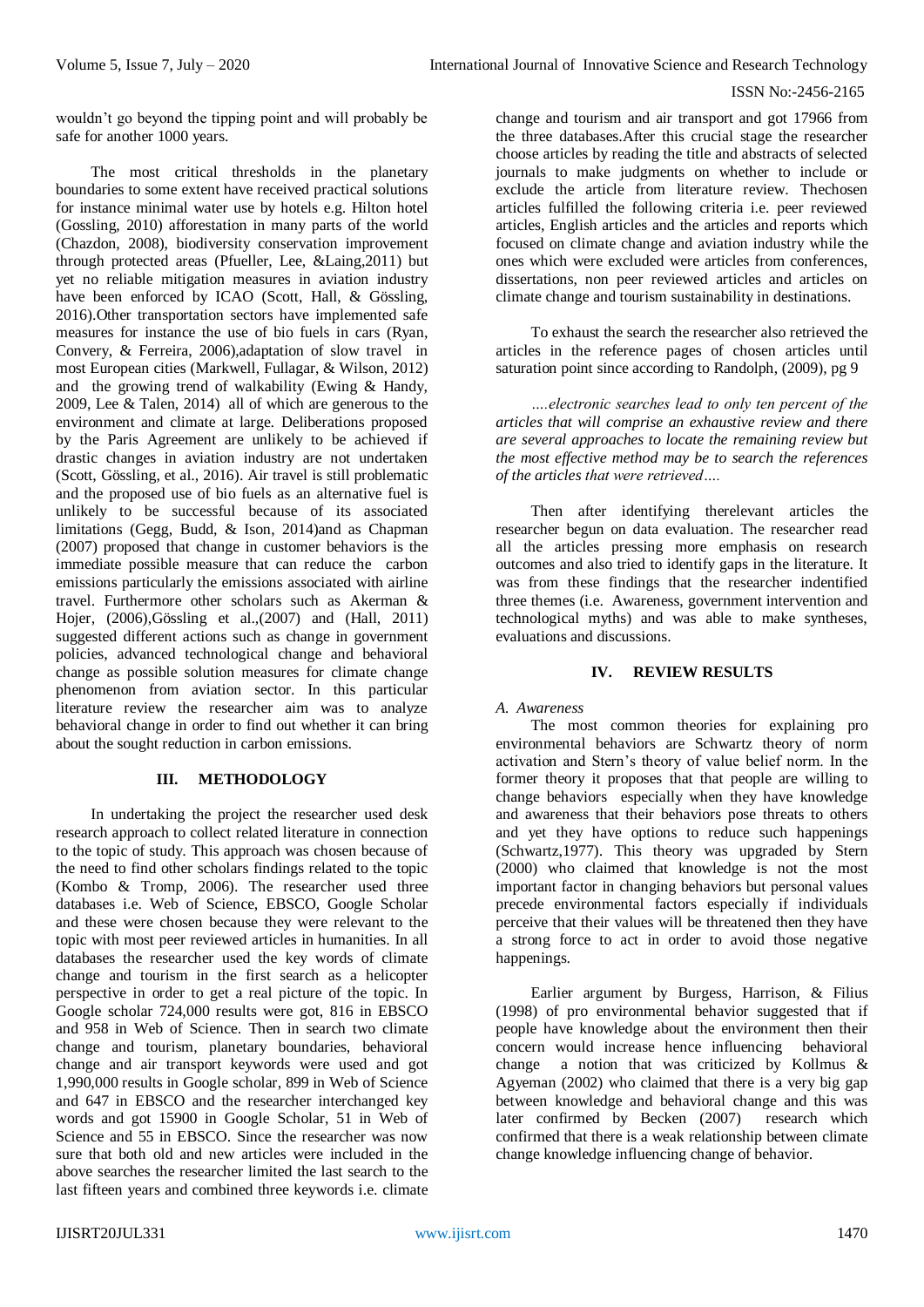wouldn't go beyond the tipping point and will probably be safe for another 1000 years.

The most critical thresholds in the planetary boundaries to some extent have received practical solutions for instance minimal water use by hotels e.g. Hilton hotel (Gossling, 2010) afforestation in many parts of the world (Chazdon, 2008), biodiversity conservation improvement through protected areas (Pfueller, Lee, &Laing,2011) but yet no reliable mitigation measures in aviation industry have been enforced by ICAO (Scott, Hall, & Gössling, 2016).Other transportation sectors have implemented safe measures for instance the use of bio fuels in cars (Ryan, Convery, & Ferreira, 2006),adaptation of slow travel in most European cities (Markwell, Fullagar, & Wilson, 2012) and the growing trend of walkability (Ewing & Handy, 2009, Lee & Talen, 2014) all of which are generous to the environment and climate at large. Deliberations proposed by the Paris Agreement are unlikely to be achieved if drastic changes in aviation industry are not undertaken (Scott, Gössling, et al., 2016). Air travel is still problematic and the proposed use of bio fuels as an alternative fuel is unlikely to be successful because of its associated limitations (Gegg, Budd, & Ison, 2014)and as Chapman (2007) proposed that change in customer behaviors is the immediate possible measure that can reduce the carbon emissions particularly the emissions associated with airline travel. Furthermore other scholars such as Akerman & Hojer, (2006),Gössling et al.,(2007) and (Hall, 2011) suggested different actions such as change in government policies, advanced technological change and behavioral change as possible solution measures for climate change phenomenon from aviation sector. In this particular literature review the researcher aim was to analyze behavioral change in order to find out whether it can bring about the sought reduction in carbon emissions.

## III. METHODOLOGY

In undertaking the project the researcher used desk research approach to collect related literature in connection to the topic of study. This approach was chosen because of the need to find other scholars findings related to the topic (Kombo & Tromp, 2006). The researcher used three databases i.e. Web of Science, EBSCO, Google Scholar and these were chosen because they were relevant to the topic with most peer reviewed articles in humanities. In all databases the researcher used the key words of climate change and tourism in the first search as a helicopter perspective in order to get a real picture of the topic. In Google scholar 724,000 results were got, 816 in EBSCO and 958 in Web of Science. Then in search two climate change and tourism, planetary boundaries, behavioral change and air transport keywords were used and got 1,990,000 results in Google scholar, 899 in Web of Science and 647 in EBSCO and the researcher interchanged key words and got 15900 in Google Scholar, 51 in Web of Science and 55 in EBSCO. Since the researcher was now sure that both old and new articles were included in the above searches the researcher limited the last search to the last fifteen years and combined three keywords i.e. climate change and tourism and air transport and got 17966 from the three databases.After this crucial stage the researcher choose articles by reading the title and abstracts of selected journals to make judgments on whether to include or exclude the article from literature review. Thechosen articles fulfilled the following criteria i.e. peer reviewed articles, English articles and the articles and reports which focused on climate change and aviation industry while the ones which were excluded were articles from conferences, dissertations, non peer reviewed articles and articles on climate change and tourism sustainability in destinations.

To exhaust the search the researcher also retrieved the articles in the reference pages of chosen articles until saturation point since according to Randolph, (2009), pg 9

*….electronic searches lead to only ten percent of the articles that will comprise an exhaustive review and there are several approaches to locate the remaining review but the most effective method may be to search the references of the articles that were retrieved….*

Then after identifying therelevant articles the researcher begun on data evaluation. The researcher read all the articles pressing more emphasis on research outcomes and also tried to identify gaps in the literature. It was from these findings that the researcher indentified three themes (i.e. Awareness, government intervention and technological myths) and was able to make syntheses, evaluations and discussions.

## IV. REVIEW RESULTS

### A. Awareness

The most common theories for explaining pro environmental behaviors are Schwartz theory of norm activation and Stern's theory of value belief norm. In the former theory it proposes that that people are willing to change behaviors especially when they have knowledge and awareness that their behaviors pose threats to others and yet they have options to reduce such happenings (Schwartz,1977). This theory was upgraded by Stern (2000) who claimed that knowledge is not the most important factor in changing behaviors but personal values precede environmental factors especially if individuals perceive that their values will be threatened then they have a strong force to act in order to avoid those negative happenings.

Earlier argument by Burgess, Harrison, & Filius (1998) of pro environmental behavior suggested that if people have knowledge about the environment then their concern would increase hence influencing behavioral change a notion that was criticized by Kollmus & Agyeman (2002) who claimed that there is a very big gap between knowledge and behavioral change and this was later confirmed by Becken (2007) research which confirmed that there is a weak relationship between climate change knowledge influencing change of behavior.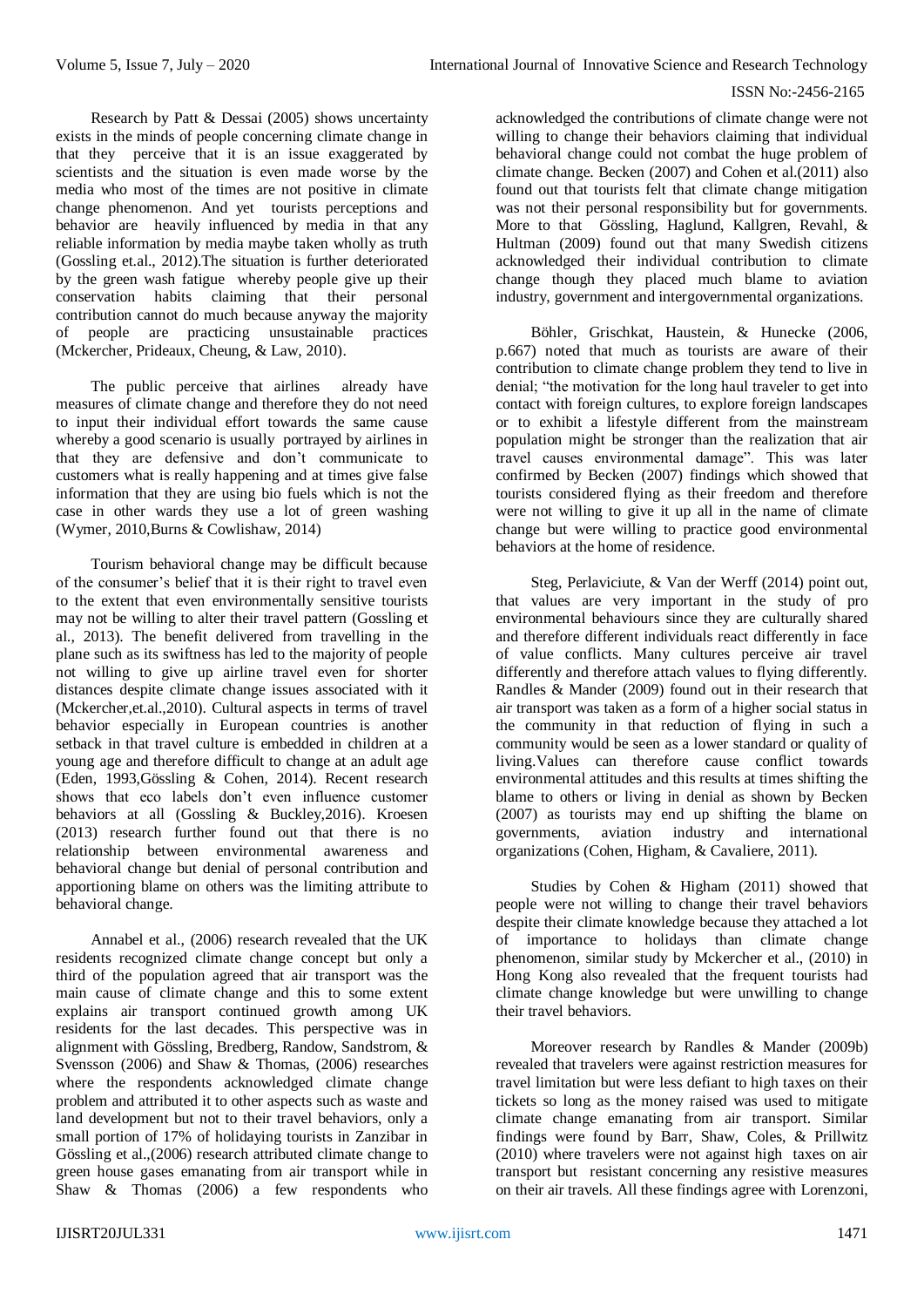Research by Patt & Dessai (2005) shows uncertainty exists in the minds of people concerning climate change in that they perceive that it is an issue exaggerated by scientists and the situation is even made worse by the media who most of the times are not positive in climate change phenomenon. And yet tourists perceptions and behavior are heavily influenced by media in that any reliable information by media maybe taken wholly as truth (Gossling et.al., 2012).The situation is further deteriorated by the green wash fatigue whereby people give up their conservation habits claiming that their personal contribution cannot do much because anyway the majority of people are practicing unsustainable practices (Mckercher, Prideaux, Cheung, & Law, 2010).

The public perceive that airlines already have measures of climate change and therefore they do not need to input their individual effort towards the same cause whereby a good scenario is usually portrayed by airlines in that they are defensive and don't communicate to customers what is really happening and at times give false information that they are using bio fuels which is not the case in other wards they use a lot of green washing (Wymer, 2010,Burns & Cowlishaw, 2014)

Tourism behavioral change may be difficult because of the consumer's belief that it is their right to travel even to the extent that even environmentally sensitive tourists may not be willing to alter their travel pattern (Gossling et al., 2013). The benefit delivered from travelling in the plane such as its swiftness has led to the majority of people not willing to give up airline travel even for shorter distances despite climate change issues associated with it (Mckercher,et.al.,2010). Cultural aspects in terms of travel behavior especially in European countries is another setback in that travel culture is embedded in children at a young age and therefore difficult to change at an adult age (Eden, 1993,Gössling & Cohen, 2014). Recent research shows that eco labels don't even influence customer behaviors at all (Gossling & Buckley,2016). Kroesen (2013) research further found out that there is no relationship between environmental awareness and behavioral change but denial of personal contribution and apportioning blame on others was the limiting attribute to behavioral change.

Annabel et al., (2006) research revealed that the UK residents recognized climate change concept but only a third of the population agreed that air transport was the main cause of climate change and this to some extent explains air transport continued growth among UK residents for the last decades. This perspective was in alignment with Gössling, Bredberg, Randow, Sandstrom, & Svensson (2006) and Shaw & Thomas, (2006) researches where the respondents acknowledged climate change problem and attributed it to other aspects such as waste and land development but not to their travel behaviors, only a small portion of 17% of holidaying tourists in Zanzibar in Gössling et al.,(2006) research attributed climate change to green house gases emanating from air transport while in Shaw & Thomas (2006) a few respondents who acknowledged the contributions of climate change were not willing to change their behaviors claiming that individual behavioral change could not combat the huge problem of climate change. Becken (2007) and Cohen et al.(2011) also found out that tourists felt that climate change mitigation was not their personal responsibility but for governments. More to that Gössling, Haglund, Kallgren, Revahl, & Hultman (2009) found out that many Swedish citizens acknowledged their individual contribution to climate change though they placed much blame to aviation industry, government and intergovernmental organizations.

Böhler, Grischkat, Haustein, & Hunecke (2006, p.667) noted that much as tourists are aware of their contribution to climate change problem they tend to live in denial; "the motivation for the long haul traveler to get into contact with foreign cultures, to explore foreign landscapes or to exhibit a lifestyle different from the mainstream population might be stronger than the realization that air travel causes environmental damage". This was later confirmed by Becken (2007) findings which showed that tourists considered flying as their freedom and therefore were not willing to give it up all in the name of climate change but were willing to practice good environmental behaviors at the home of residence.

Steg, Perlaviciute, & Van der Werff (2014) point out, that values are very important in the study of pro environmental behaviours since they are culturally shared and therefore different individuals react differently in face of value conflicts. Many cultures perceive air travel differently and therefore attach values to flying differently. Randles & Mander (2009) found out in their research that air transport was taken as a form of a higher social status in the community in that reduction of flying in such a community would be seen as a lower standard or quality of living.Values can therefore cause conflict towards environmental attitudes and this results at times shifting the blame to others or living in denial as shown by Becken (2007) as tourists may end up shifting the blame on governments, aviation industry and international organizations (Cohen, Higham, & Cavaliere, 2011).

Studies by Cohen & Higham (2011) showed that people were not willing to change their travel behaviors despite their climate knowledge because they attached a lot of importance to holidays than climate change phenomenon, similar study by Mckercher et al., (2010) in Hong Kong also revealed that the frequent tourists had climate change knowledge but were unwilling to change their travel behaviors.

Moreover research by Randles & Mander (2009b) revealed that travelers were against restriction measures for travel limitation but were less defiant to high taxes on their tickets so long as the money raised was used to mitigate climate change emanating from air transport. Similar findings were found by Barr, Shaw, Coles, & Prillwitz (2010) where travelers were not against high taxes on air transport but resistant concerning any resistive measures on their air travels. All these findings agree with Lorenzoni,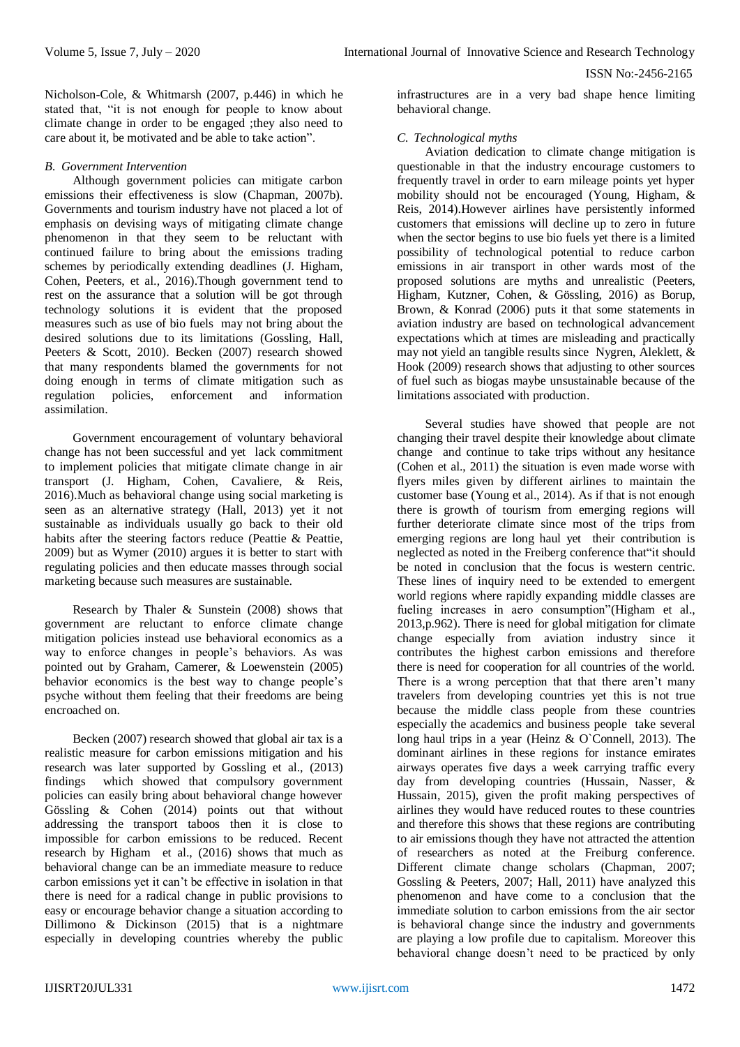Nicholson-Cole, & Whitmarsh (2007, p.446) in which he stated that, "it is not enough for people to know about climate change in order to be engaged ;they also need to care about it, be motivated and be able to take action".

### *B. Government Intervention*

Although government policies can mitigate carbon emissions their effectiveness is slow (Chapman, 2007b). Governments and tourism industry have not placed a lot of emphasis on devising ways of mitigating climate change phenomenon in that they seem to be reluctant with continued failure to bring about the emissions trading schemes by periodically extending deadlines (J. Higham, Cohen, Peeters, et al., 2016).Though government tend to rest on the assurance that a solution will be got through technology solutions it is evident that the proposed measures such as use of bio fuels may not bring about the desired solutions due to its limitations (Gossling, Hall, Peeters & Scott, 2010). Becken (2007) research showed that many respondents blamed the governments for not doing enough in terms of climate mitigation such as regulation policies, enforcement and information assimilation.

Government encouragement of voluntary behavioral change has not been successful and yet lack commitment to implement policies that mitigate climate change in air transport (J. Higham, Cohen, Cavaliere, & Reis, 2016).Much as behavioral change using social marketing is seen as an alternative strategy (Hall, 2013) yet it not sustainable as individuals usually go back to their old habits after the steering factors reduce (Peattie & Peattie, 2009) but as Wymer (2010) argues it is better to start with regulating policies and then educate masses through social marketing because such measures are sustainable.

Research by Thaler & Sunstein (2008) shows that government are reluctant to enforce climate change mitigation policies instead use behavioral economics as a way to enforce changes in people's behaviors. As was pointed out by Graham, Camerer, & Loewenstein (2005) behavior economics is the best way to change people's psyche without them feeling that their freedoms are being encroached on.

Becken (2007) research showed that global air tax is a realistic measure for carbon emissions mitigation and his research was later supported by Gossling et al., (2013) findings which showed that compulsory government policies can easily bring about behavioral change however Gössling & Cohen (2014) points out that without addressing the transport taboos then it is close to impossible for carbon emissions to be reduced. Recent research by Higham et al., (2016) shows that much as behavioral change can be an immediate measure to reduce carbon emissions yet it can't be effective in isolation in that there is need for a radical change in public provisions to easy or encourage behavior change a situation according to Dillimono & Dickinson (2015) that is a nightmare especially in developing countries whereby the public infrastructures are in a very bad shape hence limiting behavioral change.

### *C. Technological myths*

Aviation dedication to climate change mitigation is questionable in that the industry encourage customers to frequently travel in order to earn mileage points yet hyper mobility should not be encouraged (Young, Higham, & Reis, 2014).However airlines have persistently informed customers that emissions will decline up to zero in future when the sector begins to use bio fuels yet there is a limited possibility of technological potential to reduce carbon emissions in air transport in other wards most of the proposed solutions are myths and unrealistic (Peeters, Higham, Kutzner, Cohen, & Gössling, 2016) as Borup, Brown, & Konrad (2006) puts it that some statements in aviation industry are based on technological advancement expectations which at times are misleading and practically may not yield an tangible results since Nygren, Aleklett, & Hook (2009) research shows that adjusting to other sources of fuel such as biogas maybe unsustainable because of the limitations associated with production.

Several studies have showed that people are not changing their travel despite their knowledge about climate change and continue to take trips without any hesitance (Cohen et al., 2011) the situation is even made worse with flyers miles given by different airlines to maintain the customer base (Young et al., 2014). As if that is not enough there is growth of tourism from emerging regions will further deteriorate climate since most of the trips from emerging regions are long haul yet their contribution is neglected as noted in the Freiberg conference that"it should be noted in conclusion that the focus is western centric. These lines of inquiry need to be extended to emergent world regions where rapidly expanding middle classes are fueling increases in aero consumption"(Higham et al., 2013,p.962). There is need for global mitigation for climate change especially from aviation industry since it contributes the highest carbon emissions and therefore there is need for cooperation for all countries of the world. There is a wrong perception that that there aren't many travelers from developing countries yet this is not true because the middle class people from these countries especially the academics and business people take several long haul trips in a year (Heinz & O`Connell, 2013). The dominant airlines in these regions for instance emirates airways operates five days a week carrying traffic every day from developing countries (Hussain, Nasser, & Hussain, 2015), given the profit making perspectives of airlines they would have reduced routes to these countries and therefore this shows that these regions are contributing to air emissions though they have not attracted the attention of researchers as noted at the Freiburg conference. Different climate change scholars (Chapman, 2007; Gossling & Peeters, 2007; Hall, 2011) have analyzed this phenomenon and have come to a conclusion that the immediate solution to carbon emissions from the air sector is behavioral change since the industry and governments are playing a low profile due to capitalism. Moreover this behavioral change doesn't need to be practiced by only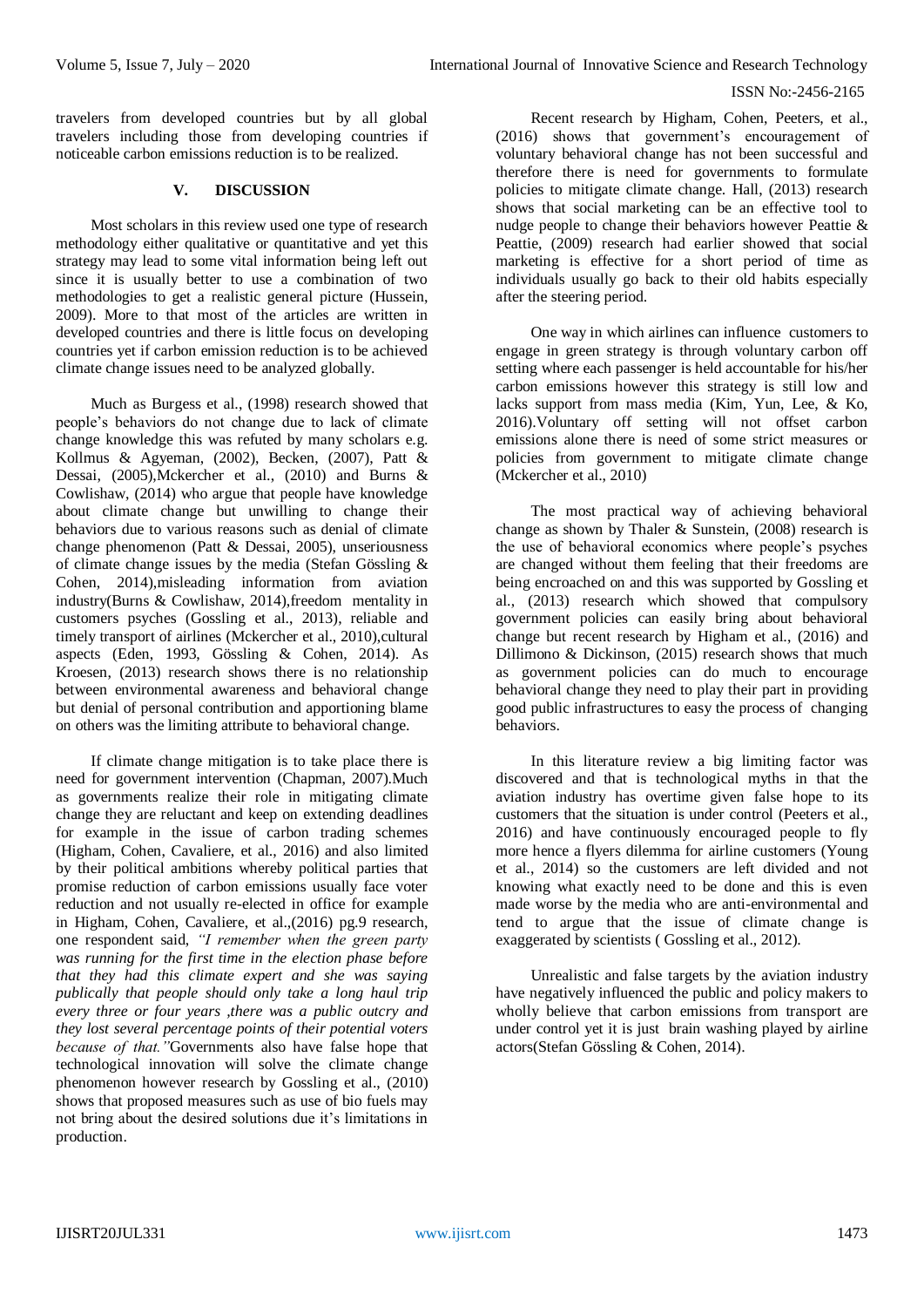travelers from developed countries but by all global travelers including those from developing countries if noticeable carbon emissions reduction is to be realized.

## V. DISCUSSION

Most scholars in this review used one type of research methodology either qualitative or quantitative and yet this strategy may lead to some vital information being left out since it is usually better to use a combination of two methodologies to get a realistic general picture (Hussein, 2009). More to that most of the articles are written in developed countries and there is little focus on developing countries yet if carbon emission reduction is to be achieved climate change issues need to be analyzed globally.

Much as Burgess et al., (1998) research showed that people's behaviors do not change due to lack of climate change knowledge this was refuted by many scholars e.g. Kollmus & Agyeman, (2002), Becken, (2007), Patt & Dessai, (2005),Mckercher et al., (2010) and Burns & Cowlishaw, (2014) who argue that people have knowledge about climate change but unwilling to change their behaviors due to various reasons such as denial of climate change phenomenon (Patt & Dessai, 2005), unseriousness of climate change issues by the media (Stefan Gössling & Cohen, 2014),misleading information from aviation industry(Burns & Cowlishaw, 2014),freedom mentality in customers psyches (Gossling et al., 2013), reliable and timely transport of airlines (Mckercher et al., 2010),cultural aspects (Eden, 1993, Gössling & Cohen, 2014). As Kroesen, (2013) research shows there is no relationship between environmental awareness and behavioral change but denial of personal contribution and apportioning blame on others was the limiting attribute to behavioral change.

If climate change mitigation is to take place there is need for government intervention (Chapman, 2007).Much as governments realize their role in mitigating climate change they are reluctant and keep on extending deadlines for example in the issue of carbon trading schemes (Higham, Cohen, Cavaliere, et al., 2016) and also limited by their political ambitions whereby political parties that promise reduction of carbon emissions usually face voter reduction and not usually re-elected in office for example in Higham, Cohen, Cavaliere, et al.,(2016) pg.9 research, one respondent said, *"I remember when the green party was running for the first time in the election phase before that they had this climate expert and she was saying publically that people should only take a long haul trip every three or four years ,there was a public outcry and they lost several percentage points of their potential voters because of that."*Governments also have false hope that technological innovation will solve the climate change phenomenon however research by Gossling et al., (2010) shows that proposed measures such as use of bio fuels may not bring about the desired solutions due it's limitations in production.

Recent research by Higham, Cohen, Peeters, et al., (2016) shows that government's encouragement of voluntary behavioral change has not been successful and therefore there is need for governments to formulate policies to mitigate climate change. Hall, (2013) research shows that social marketing can be an effective tool to nudge people to change their behaviors however Peattie & Peattie, (2009) research had earlier showed that social marketing is effective for a short period of time as individuals usually go back to their old habits especially after the steering period.

One way in which airlines can influence customers to engage in green strategy is through voluntary carbon off setting where each passenger is held accountable for his/her carbon emissions however this strategy is still low and lacks support from mass media (Kim, Yun, Lee, & Ko, 2016).Voluntary off setting will not offset carbon emissions alone there is need of some strict measures or policies from government to mitigate climate change (Mckercher et al., 2010)

The most practical way of achieving behavioral change as shown by Thaler & Sunstein, (2008) research is the use of behavioral economics where people's psyches are changed without them feeling that their freedoms are being encroached on and this was supported by Gossling et al., (2013) research which showed that compulsory government policies can easily bring about behavioral change but recent research by Higham et al., (2016) and Dillimono & Dickinson, (2015) research shows that much as government policies can do much to encourage behavioral change they need to play their part in providing good public infrastructures to easy the process of changing behaviors.

In this literature review a big limiting factor was discovered and that is technological myths in that the aviation industry has overtime given false hope to its customers that the situation is under control (Peeters et al., 2016) and have continuously encouraged people to fly more hence a flyers dilemma for airline customers (Young et al., 2014) so the customers are left divided and not knowing what exactly need to be done and this is even made worse by the media who are anti-environmental and tend to argue that the issue of climate change is exaggerated by scientists ( Gossling et al., 2012).

Unrealistic and false targets by the aviation industry have negatively influenced the public and policy makers to wholly believe that carbon emissions from transport are under control yet it is just brain washing played by airline actors(Stefan Gössling & Cohen, 2014).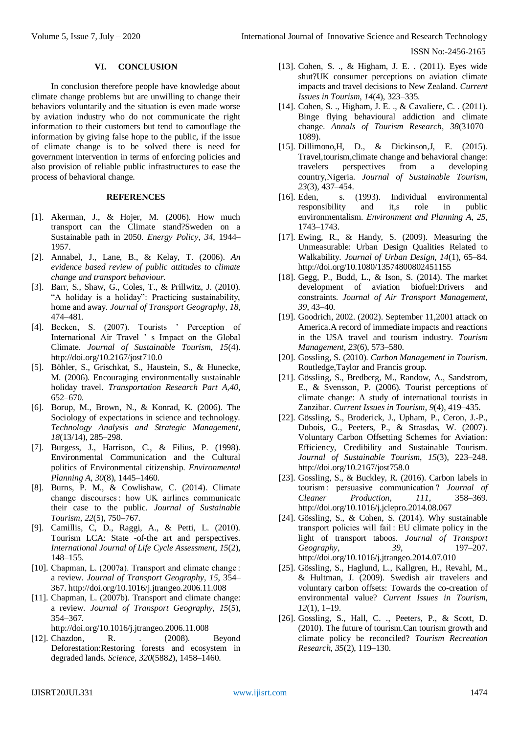## VI. CONCLUSION

In conclusion therefore people have knowledge about climate change problems but are unwilling to change their behaviors voluntarily and the situation is even made worse by aviation industry who do not communicate the right information to their customers but tend to camouflage the information by giving false hope to the public, if the issue of climate change is to be solved there is need for government intervention in terms of enforcing policies and also provision of reliable public infrastructures to ease the process of behavioral change.

## REFERENCES

[1]. Akerman, J., & Hojer, M. (2006). How much transport can the Climate stand?Sweden on a Sustainable path in 2050. *Energy Policy*, *34*, 1944–1957.

[2]. Annabel, J., Lane, B., & Kelay, T. (2006). *An evidence based review of public attitudes to climate change and transport behaviour.*

[3]. Barr, S., Shaw, G., Coles, T., & Prillwitz, J. (2010). "A holiday is a holiday": Practicing sustainability, home and away. *Journal of Transport Geography*, *18*, 474–481.

[4]. Becken, S. (2007). Tourists ' Perception of International Air Travel ' s Impact on the Global Climate. *Journal of Sustainable Tourism*, *15*(4). http://doi.org/10.2167/jost710.0

[5]. Böhler, S., Grischkat, S., Haustein, S., & Hunecke, M. (2006). Encouraging environmentally sustainable holiday travel. *Transportation Research Part A*,*40*, 652–670.

[6]. Borup, M., Brown, N., & Konrad, K. (2006). The Sociology of expectations in science and technology. *Technology Analysis and Strategic Management*, *18*(13/14), 285–298.

[7]. Burgess, J., Harrison, C., & Filius, P. (1998). Environmental Communication and the Cultural politics of Environmental citizenship. *Environmental Planning A*, *30*(8), 1445–1460.

[8]. Burns, P. M., & Cowlishaw, C. (2014). Climate change discourses : how UK airlines communicate their case to the public. *Journal of Sustainable Tourism*, *22*(5), 750–767.

[9]. Camillis, C, D., Raggi, A., & Petti, L. (2010). Tourism LCA: State -of-the art and perspectives. *International Journal of Life Cycle Assessment*, *15*(2), 148–155.

[10]. Chapman, L. (2007a). Transport and climate change : a review. *Journal of Transport Geography*, *15*, 354–367. http://doi.org/10.1016/j.jtrangeo.2006.11.008

[11]. Chapman, L. (2007b). Transport and climate change: a review. *Journal of Transport Geography*, *15*(5), 354–367. http://doi.org/10.1016/j.jtrangeo.2006.11.008

[12]. Chazdon, R. . (2008). Beyond Deforestation:Restoring forests and ecosystem in degraded lands. *Science*, *320*(5882), 1458–1460.

[13]. Cohen, S. ., & Higham, J. E. . (2011). Eyes wide shut?UK consumer perceptions on aviation climate impacts and travel decisions to New Zealand. *Current Issues in Tourism*, *14*(4), 323–335.

[14]. Cohen, S. ., Higham, J. E. ., & Cavaliere, C. . (2011). Binge flying behavioural addiction and climate change. *Annals of Tourism Research*, *38*(31070–1089).

[15]. Dillimono,H, D., & Dickinson,J, E. (2015). Travel,tourism,climate change and behavioral change: travelers perspectives from a developing country,Nigeria. *Journal of Sustainable Tourism*, *23*(3), 437–454.

[16]. Eden, s. (1993). Individual environmental responsibility and it,s role in public environmentalism. *Environment and Planning A*, *25*, 1743–1743.

[17]. Ewing, R., & Handy, S. (2009). Measuring the Unmeasurable: Urban Design Qualities Related to Walkability. *Journal of Urban Design*, *14*(1), 65–84. http://doi.org/10.1080/13574800802451155

[18]. Gegg, P., Budd, L., & Ison, S. (2014). The market development of aviation biofuel:Drivers and constraints. *Journal of Air Transport Management*, *39*, 43–40.

[19]. Goodrich, 2002. (2002). September 11,2001 attack on America.A record of immediate impacts and reactions in the USA travel and tourism industry. *Tourism Management*, *23*(6), 573–580.

[20]. Gossling, S. (2010). *Carbon Management in Tourism.* Routledge,Taylor and Francis group.

[21]. Gössling, S., Bredberg, M., Randow, A., Sandstrom, E., & Svensson, P. (2006). Tourist perceptions of climate change: A study of international tourists in Zanzibar. *Current Issues in Tourism*, *9*(4), 419–435.

[22]. Gössling, S., Broderick, J., Upham, P., Ceron, J.-P., Dubois, G., Peeters, P., & Strasdas, W. (2007). Voluntary Carbon Offsetting Schemes for Aviation: Efficiency, Credibility and Sustainable Tourism. *Journal of Sustainable Tourism*, *15*(3), 223–248. http://doi.org/10.2167/jost758.0

[23]. Gossling, S., & Buckley, R. (2016). Carbon labels in tourism : persuasive communication ? *Journal of Cleaner Production*, *111*, 358–369. http://doi.org/10.1016/j.jclepro.2014.08.067

[24]. Gössling, S., & Cohen, S. (2014). Why sustainable transport policies will fail : EU climate policy in the light of transport taboos. *Journal of Transport Geography*, *39*, 197–207. http://doi.org/10.1016/j.jtrangeo.2014.07.010

[25]. Gössling, S., Haglund, L., Kallgren, H., Revahl, M., & Hultman, J. (2009). Swedish air travelers and voluntary carbon offsets: Towards the co-creation of environmental value? *Current Issues in Tourism*, *12*(1), 1–19.

[26]. Gossling, S., Hall, C. ., Peeters, P., & Scott, D. (2010). The future of tourism.Can tourism growth and climate policy be reconciled? *Tourism Recreation Research*, *35*(2), 119–130.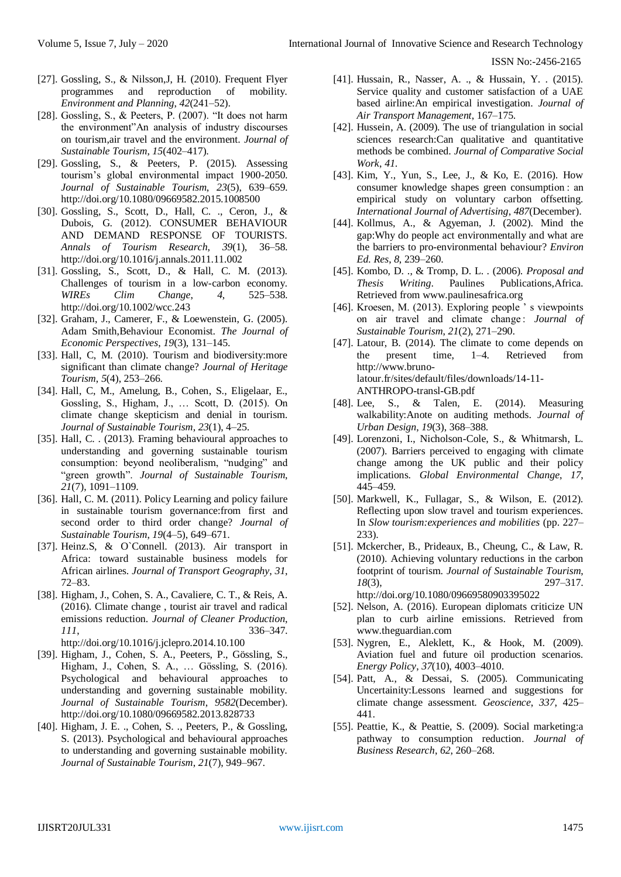[27]. Gossling, S., & Nilsson,J, H. (2010). Frequent Flyer programmes and reproduction of mobility. *Environment and Planning*, *42*(241–52).

[28]. Gossling, S., & Peeters, P. (2007). "It does not harm the environment"An analysis of industry discourses on tourism,air travel and the environment. *Journal of Sustainable Tourism*, *15*(402–417).

[29]. Gossling, S., & Peeters, P. (2015). Assessing tourism's global environmental impact 1900-2050. *Journal of Sustainable Tourism*, *23*(5), 639–659. http://doi.org/10.1080/09669582.2015.1008500

[30]. Gossling, S., Scott, D., Hall, C. ., Ceron, J., & Dubois, G. (2012). CONSUMER BEHAVIOUR AND DEMAND RESPONSE OF TOURISTS. *Annals of Tourism Research*, *39*(1), 36–58. http://doi.org/10.1016/j.annals.2011.11.002

[31]. Gossling, S., Scott, D., & Hall, C. M. (2013). Challenges of tourism in a low-carbon economy. *WIREs Clim Change*, *4*, 525–538. http://doi.org/10.1002/wcc.243

[32]. Graham, J., Camerer, F., & Loewenstein, G. (2005). Adam Smith,Behaviour Economist. *The Journal of Economic Perspectives*, *19*(3), 131–145.

[33]. Hall, C, M. (2010). Tourism and biodiversity:more significant than climate change? *Journal of Heritage Tourism*, *5*(4), 253–266.

[34]. Hall, C, M., Amelung, B., Cohen, S., Eligelaar, E., Gossling, S., Higham, J., … Scott, D. (2015). On climate change skepticism and denial in tourism. *Journal of Sustainable Tourism*, *23*(1), 4–25.

[35]. Hall, C. . (2013). Framing behavioural approaches to understanding and governing sustainable tourism consumption: beyond neoliberalism, "nudging" and "green growth". *Journal of Sustainable Tourism*, *21*(7), 1091–1109.

[36]. Hall, C. M. (2011). Policy Learning and policy failure in sustainable tourism governance:from first and second order to third order change? *Journal of Sustainable Tourism*, *19*(4–5), 649–671.

[37]. Heinz.S, & O`Connell. (2013). Air transport in Africa: toward sustainable business models for African airlines. *Journal of Transport Geography*, *31*, 72–83.

[38]. Higham, J., Cohen, S. A., Cavaliere, C. T., & Reis, A. (2016). Climate change , tourist air travel and radical emissions reduction. *Journal of Cleaner Production*, *111*, 336–347. http://doi.org/10.1016/j.jclepro.2014.10.100

[39]. Higham, J., Cohen, S. A., Peeters, P., Gössling, S., Higham, J., Cohen, S. A., … Gössling, S. (2016). Psychological and behavioural approaches to understanding and governing sustainable mobility. *Journal of Sustainable Tourism*, *9582*(December). http://doi.org/10.1080/09669582.2013.828733

[40]. Higham, J. E. ., Cohen, S. ., Peeters, P., & Gossling, S. (2013). Psychological and behavioural approaches to understanding and governing sustainable mobility. *Journal of Sustainable Tourism*, *21*(7), 949–967.

[41]. Hussain, R., Nasser, A. ., & Hussain, Y. . (2015). Service quality and customer satisfaction of a UAE based airline:An empirical investigation. *Journal of Air Transport Management*, 167–175.

[42]. Hussein, A. (2009). The use of triangulation in social sciences research:Can qualitative and quantitative methods be combined. *Journal of Comparative Social Work*, *41*.

[43]. Kim, Y., Yun, S., Lee, J., & Ko, E. (2016). How consumer knowledge shapes green consumption : an empirical study on voluntary carbon offsetting. *International Journal of Advertising*, *487*(December).

[44]. Kollmus, A., & Agyeman, J. (2002). Mind the gap:Why do people act environmentally and what are the barriers to pro-environmental behaviour? *Environ Ed. Res*, *8*, 239–260.

[45]. Kombo, D. ., & Tromp, D. L. . (2006). *Proposal and Thesis Writing*. Paulines Publications,Africa. Retrieved from www.paulinesafrica.org

[46]. Kroesen, M. (2013). Exploring people ' s viewpoints on air travel and climate change : *Journal of Sustainable Tourism*, *21*(2), 271–290.

[47]. Latour, B. (2014). The climate to come depends on the present time, 1–4. Retrieved from http://www.bruno-latour.fr/sites/default/files/downloads/14-11-ANTHROPO-transl-GB.pdf

[48]. Lee, S., & Talen, E. (2014). Measuring walkability:Anote on auditing methods. *Journal of Urban Design*, *19*(3), 368–388.

[49]. Lorenzoni, I., Nicholson-Cole, S., & Whitmarsh, L. (2007). Barriers perceived to engaging with climate change among the UK public and their policy implications. *Global Environmental Change*, *17*, 445–459.

[50]. Markwell, K., Fullagar, S., & Wilson, E. (2012). Reflecting upon slow travel and tourism experiences. In *Slow tourism:experiences and mobilities* (pp. 227–233).

[51]. Mckercher, B., Prideaux, B., Cheung, C., & Law, R. (2010). Achieving voluntary reductions in the carbon footprint of tourism. *Journal of Sustainable Tourism*, *18*(3), 297–317. http://doi.org/10.1080/09669580903395022

[52]. Nelson, A. (2016). European diplomats criticize UN plan to curb airline emissions. Retrieved from www.theguardian.com

[53]. Nygren, E., Aleklett, K., & Hook, M. (2009). Aviation fuel and future oil production scenarios. *Energy Policy*, *37*(10), 4003–4010.

[54]. Patt, A., & Dessai, S. (2005). Communicating Uncertainity:Lessons learned and suggestions for climate change assessment. *Geoscience*, *337*, 425–441.

[55]. Peattie, K., & Peattie, S. (2009). Social marketing:a pathway to consumption reduction. *Journal of Business Research*, *62*, 260–268.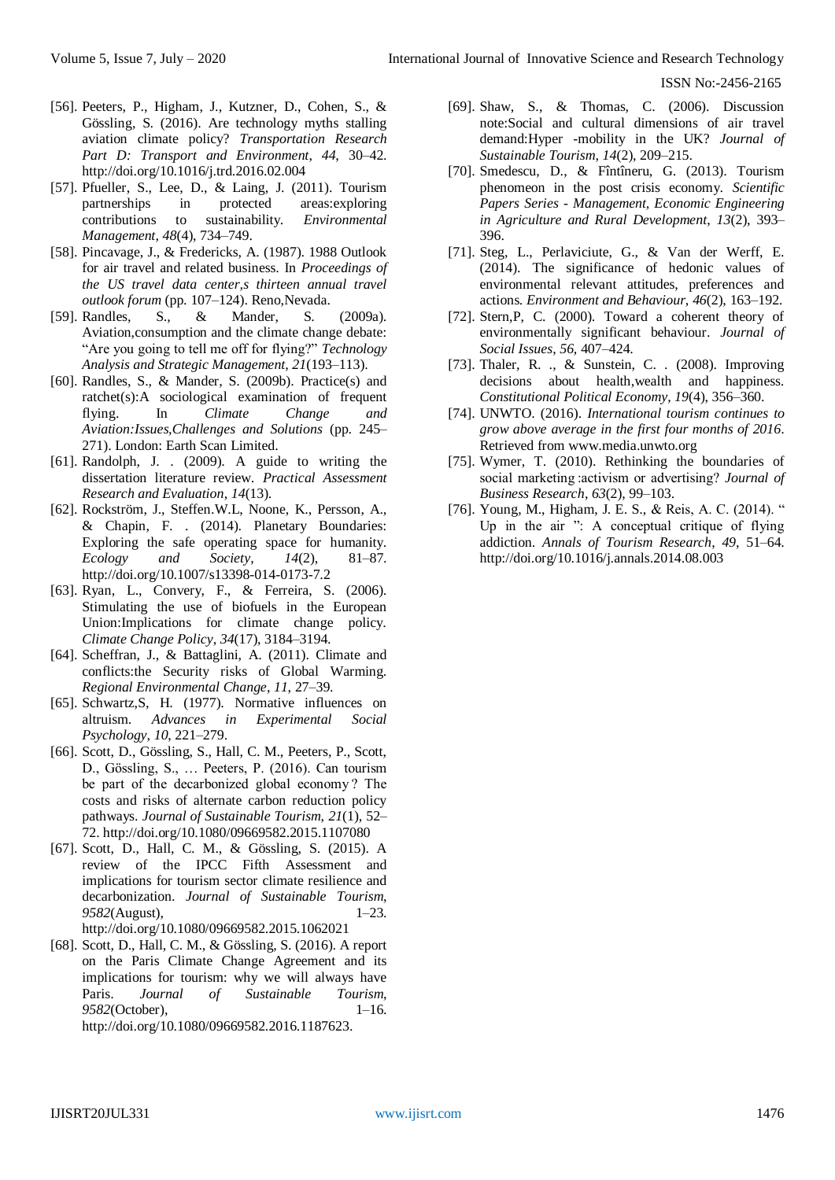[56]. Peeters, P., Higham, J., Kutzner, D., Cohen, S., & Gössling, S. (2016). Are technology myths stalling aviation climate policy? *Transportation Research Part D: Transport and Environment*, *44*, 30–42. http://doi.org/10.1016/j.trd.2016.02.004

[57]. Pfueller, S., Lee, D., & Laing, J. (2011). Tourism partnerships in protected areas:exploring contributions to sustainability. *Environmental Management*, *48*(4), 734–749.

[58]. Pincavage, J., & Fredericks, A. (1987). 1988 Outlook for air travel and related business. In *Proceedings of the US travel data center,s thirteen annual travel outlook forum* (pp. 107–124). Reno,Nevada.

[59]. Randles, S., & Mander, S. (2009a). Aviation,consumption and the climate change debate: "Are you going to tell me off for flying?" *Technology Analysis and Strategic Management*, *21*(193–113).

[60]. Randles, S., & Mander, S. (2009b). Practice(s) and ratchet(s):A sociological examination of frequent flying. In *Climate Change and Aviation:Issues,Challenges and Solutions* (pp. 245–271). London: Earth Scan Limited.

[61]. Randolph, J. . (2009). A guide to writing the dissertation literature review. *Practical Assessment Research and Evaluation*, *14*(13).

[62]. Rockström, J., Steffen.W.L, Noone, K., Persson, A., & Chapin, F. . (2014). Planetary Boundaries: Exploring the safe operating space for humanity. *Ecology and Society*, *14*(2), 81–87. http://doi.org/10.1007/s13398-014-0173-7.2

[63]. Ryan, L., Convery, F., & Ferreira, S. (2006). Stimulating the use of biofuels in the European Union:Implications for climate change policy. *Climate Change Policy*, *34*(17), 3184–3194.

[64]. Scheffran, J., & Battaglini, A. (2011). Climate and conflicts:the Security risks of Global Warming. *Regional Environmental Change*, *11*, 27–39.

[65]. Schwartz,S, H. (1977). Normative influences on altruism. *Advances in Experimental Social Psychology*, *10*, 221–279.

[66]. Scott, D., Gössling, S., Hall, C. M., Peeters, P., Scott, D., Gössling, S., … Peeters, P. (2016). Can tourism be part of the decarbonized global economy ? The costs and risks of alternate carbon reduction policy pathways. *Journal of Sustainable Tourism*, *21*(1), 52–72. http://doi.org/10.1080/09669582.2015.1107080

[67]. Scott, D., Hall, C. M., & Gössling, S. (2015). A review of the IPCC Fifth Assessment and implications for tourism sector climate resilience and decarbonization. *Journal of Sustainable Tourism*, *9582*(August), 1–23. http://doi.org/10.1080/09669582.2015.1062021

[68]. Scott, D., Hall, C. M., & Gössling, S. (2016). A report on the Paris Climate Change Agreement and its implications for tourism: why we will always have Paris. *Journal of Sustainable Tourism*, *9582*(October), 1–16. http://doi.org/10.1080/09669582.2016.1187623.

[69]. Shaw, S., & Thomas, C. (2006). Discussion note:Social and cultural dimensions of air travel demand:Hyper -mobility in the UK? *Journal of Sustainable Tourism*, *14*(2), 209–215.

[70]. Smedescu, D., & Fîntîneru, G. (2013). Tourism phenomeon in the post crisis economy. *Scientific Papers Series - Management, Economic Engineering in Agriculture and Rural Development*, *13*(2), 393–396.

[71]. Steg, L., Perlaviciute, G., & Van der Werff, E. (2014). The significance of hedonic values of environmental relevant attitudes, preferences and actions. *Environment and Behaviour*, *46*(2), 163–192.

[72]. Stern,P, C. (2000). Toward a coherent theory of environmentally significant behaviour. *Journal of Social Issues*, *56*, 407–424.

[73]. Thaler, R. ., & Sunstein, C. . (2008). Improving decisions about health,wealth and happiness. *Constitutional Political Economy*, *19*(4), 356–360.

[74]. UNWTO. (2016). *International tourism continues to grow above average in the first four months of 2016*. Retrieved from www.media.unwto.org

[75]. Wymer, T. (2010). Rethinking the boundaries of social marketing :activism or advertising? *Journal of Business Research*, *63*(2), 99–103.

[76]. Young, M., Higham, J. E. S., & Reis, A. C. (2014). " Up in the air ": A conceptual critique of flying addiction. *Annals of Tourism Research*, *49*, 51–64. http://doi.org/10.1016/j.annals.2014.08.003